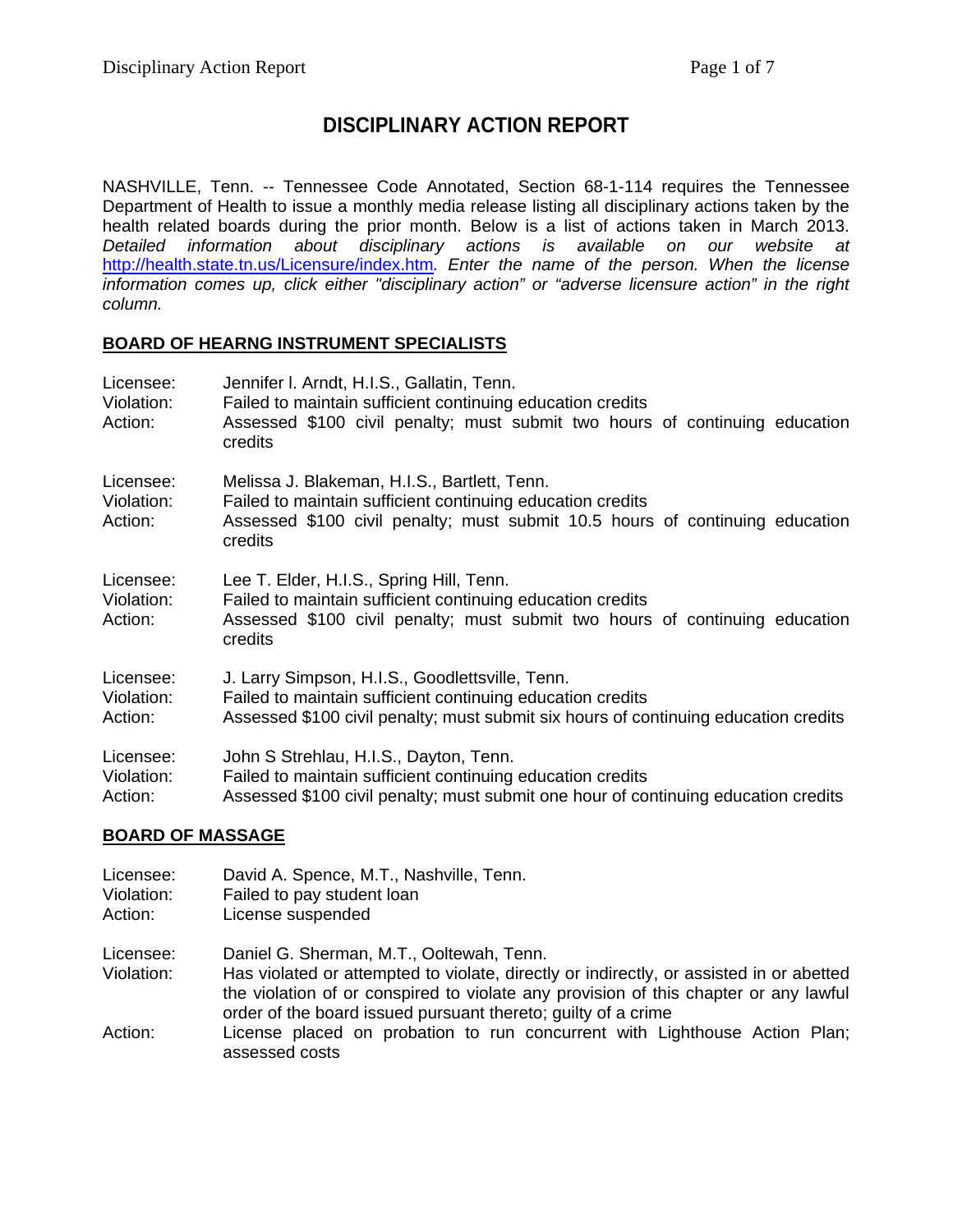# DISCIPLINARY ACTION REPORT

NASHVILLE, Tenn. -- Tennessee Code Annotated, Section 68-1-114 requires the Tennessee Department of Health to issue a monthly media release listing all disciplinary actions taken by the health related boards during the prior month. Below is a list of actions taken in March 2013. *Detailed information about disciplinary actions is available on our website at* http://health.state.tn.us/Licensure/index.htm*. Enter the name of the person. When the license information comes up, click either "disciplinary action" or "adverse licensure action" in the right column.*

## BOARD OF HEARNG INSTRUMENT SPECIALISTS

Licensee: Jennifer l. Arndt, H.I.S., Gallatin, Tenn.
Violation: Failed to maintain sufficient continuing education credits
Action: Assessed $100 civil penalty; must submit two hours of continuing education credits

Licensee: Melissa J. Blakeman, H.I.S., Bartlett, Tenn.
Violation: Failed to maintain sufficient continuing education credits
Action: Assessed $100 civil penalty; must submit 10.5 hours of continuing education credits

Licensee: Lee T. Elder, H.I.S., Spring Hill, Tenn.
Violation: Failed to maintain sufficient continuing education credits
Action: Assessed $100 civil penalty; must submit two hours of continuing education credits

Licensee: J. Larry Simpson, H.I.S., Goodlettsville, Tenn.
Violation: Failed to maintain sufficient continuing education credits
Action: Assessed $100 civil penalty; must submit six hours of continuing education credits

Licensee: John S Strehlau, H.I.S., Dayton, Tenn.
Violation: Failed to maintain sufficient continuing education credits
Action: Assessed $100 civil penalty; must submit one hour of continuing education credits

## BOARD OF MASSAGE

Licensee: David A. Spence, M.T., Nashville, Tenn.
Violation: Failed to pay student loan
Action: License suspended

Licensee: Daniel G. Sherman, M.T., Ooltewah, Tenn.
Violation: Has violated or attempted to violate, directly or indirectly, or assisted in or abetted the violation of or conspired to violate any provision of this chapter or any lawful order of the board issued pursuant thereto; guilty of a crime
Action: License placed on probation to run concurrent with Lighthouse Action Plan; assessed costs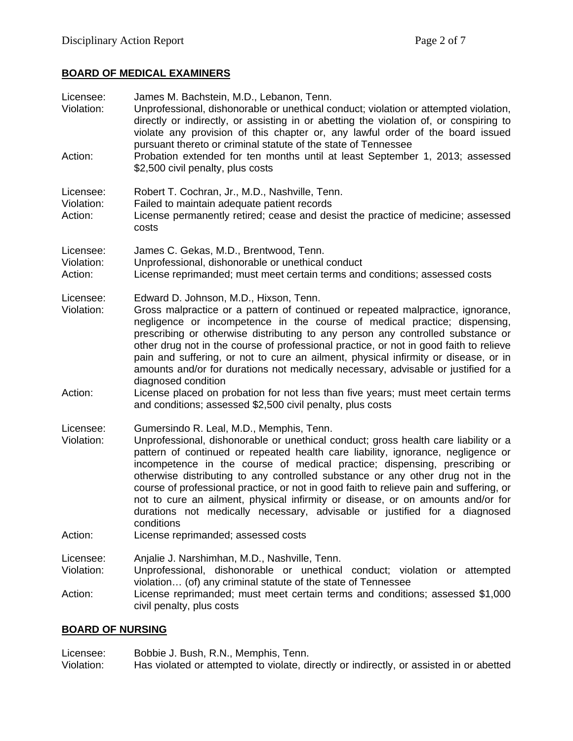## BOARD OF MEDICAL EXAMINERS

Licensee: James M. Bachstein, M.D., Lebanon, Tenn.
Violation: Unprofessional, dishonorable or unethical conduct; violation or attempted violation, directly or indirectly, or assisting in or abetting the violation of, or conspiring to violate any provision of this chapter or, any lawful order of the board issued pursuant thereto or criminal statute of the state of Tennessee
Action: Probation extended for ten months until at least September 1, 2013; assessed \$2,500 civil penalty, plus costs

Licensee: Robert T. Cochran, Jr., M.D., Nashville, Tenn.
Violation: Failed to maintain adequate patient records
Action: License permanently retired; cease and desist the practice of medicine; assessed costs

Licensee: James C. Gekas, M.D., Brentwood, Tenn.
Violation: Unprofessional, dishonorable or unethical conduct
Action: License reprimanded; must meet certain terms and conditions; assessed costs

Licensee: Edward D. Johnson, M.D., Hixson, Tenn.
Violation: Gross malpractice or a pattern of continued or repeated malpractice, ignorance, negligence or incompetence in the course of medical practice; dispensing, prescribing or otherwise distributing to any person any controlled substance or other drug not in the course of professional practice, or not in good faith to relieve pain and suffering, or not to cure an ailment, physical infirmity or disease, or in amounts and/or for durations not medically necessary, advisable or justified for a diagnosed condition
Action: License placed on probation for not less than five years; must meet certain terms and conditions; assessed \$2,500 civil penalty, plus costs

Licensee: Gumersindo R. Leal, M.D., Memphis, Tenn.
Violation: Unprofessional, dishonorable or unethical conduct; gross health care liability or a pattern of continued or repeated health care liability, ignorance, negligence or incompetence in the course of medical practice; dispensing, prescribing or otherwise distributing to any controlled substance or any other drug not in the course of professional practice, or not in good faith to relieve pain and suffering, or not to cure an ailment, physical infirmity or disease, or on amounts and/or for durations not medically necessary, advisable or justified for a diagnosed conditions
Action: License reprimanded; assessed costs

Licensee: Anjalie J. Narshimhan, M.D., Nashville, Tenn.
Violation: Unprofessional, dishonorable or unethical conduct; violation or attempted violation… (of) any criminal statute of the state of Tennessee
Action: License reprimanded; must meet certain terms and conditions; assessed \$1,000 civil penalty, plus costs

## BOARD OF NURSING

Licensee: Bobbie J. Bush, R.N., Memphis, Tenn.
Violation: Has violated or attempted to violate, directly or indirectly, or assisted in or abetted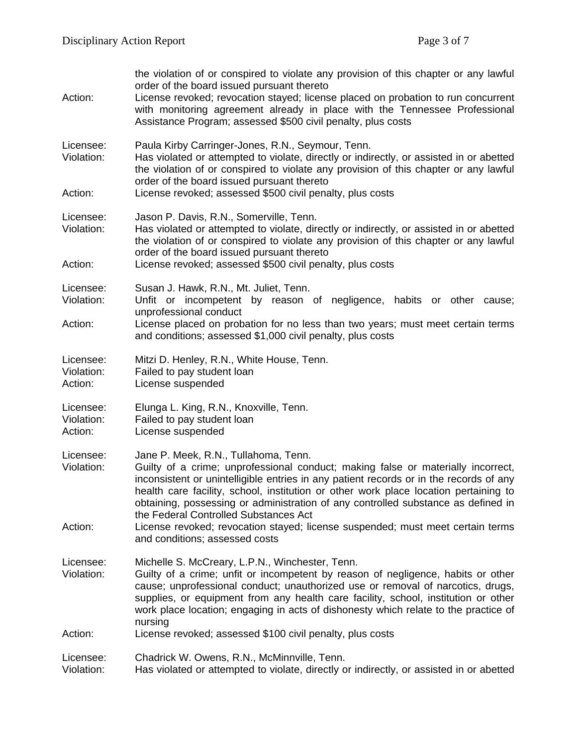the violation of or conspired to violate any provision of this chapter or any lawful order of the board issued pursuant thereto

Action: License revoked; revocation stayed; license placed on probation to run concurrent with monitoring agreement already in place with the Tennessee Professional Assistance Program; assessed $500 civil penalty, plus costs

Licensee: Paula Kirby Carringer-Jones, R.N., Seymour, Tenn.
Violation: Has violated or attempted to violate, directly or indirectly, or assisted in or abetted the violation of or conspired to violate any provision of this chapter or any lawful order of the board issued pursuant thereto
Action: License revoked; assessed $500 civil penalty, plus costs

Licensee: Jason P. Davis, R.N., Somerville, Tenn.
Violation: Has violated or attempted to violate, directly or indirectly, or assisted in or abetted the violation of or conspired to violate any provision of this chapter or any lawful order of the board issued pursuant thereto
Action: License revoked; assessed $500 civil penalty, plus costs

Licensee: Susan J. Hawk, R.N., Mt. Juliet, Tenn.
Violation: Unfit or incompetent by reason of negligence, habits or other cause; unprofessional conduct
Action: License placed on probation for no less than two years; must meet certain terms and conditions; assessed $1,000 civil penalty, plus costs

Licensee: Mitzi D. Henley, R.N., White House, Tenn.
Violation: Failed to pay student loan
Action: License suspended

Licensee: Elunga L. King, R.N., Knoxville, Tenn.
Violation: Failed to pay student loan
Action: License suspended

Licensee: Jane P. Meek, R.N., Tullahoma, Tenn.
Violation: Guilty of a crime; unprofessional conduct; making false or materially incorrect, inconsistent or unintelligible entries in any patient records or in the records of any health care facility, school, institution or other work place location pertaining to obtaining, possessing or administration of any controlled substance as defined in the Federal Controlled Substances Act
Action: License revoked; revocation stayed; license suspended; must meet certain terms and conditions; assessed costs

Licensee: Michelle S. McCreary, L.P.N., Winchester, Tenn.
Violation: Guilty of a crime; unfit or incompetent by reason of negligence, habits or other cause; unprofessional conduct; unauthorized use or removal of narcotics, drugs, supplies, or equipment from any health care facility, school, institution or other work place location; engaging in acts of dishonesty which relate to the practice of nursing
Action: License revoked; assessed $100 civil penalty, plus costs

Licensee: Chadrick W. Owens, R.N., McMinnville, Tenn.
Violation: Has violated or attempted to violate, directly or indirectly, or assisted in or abetted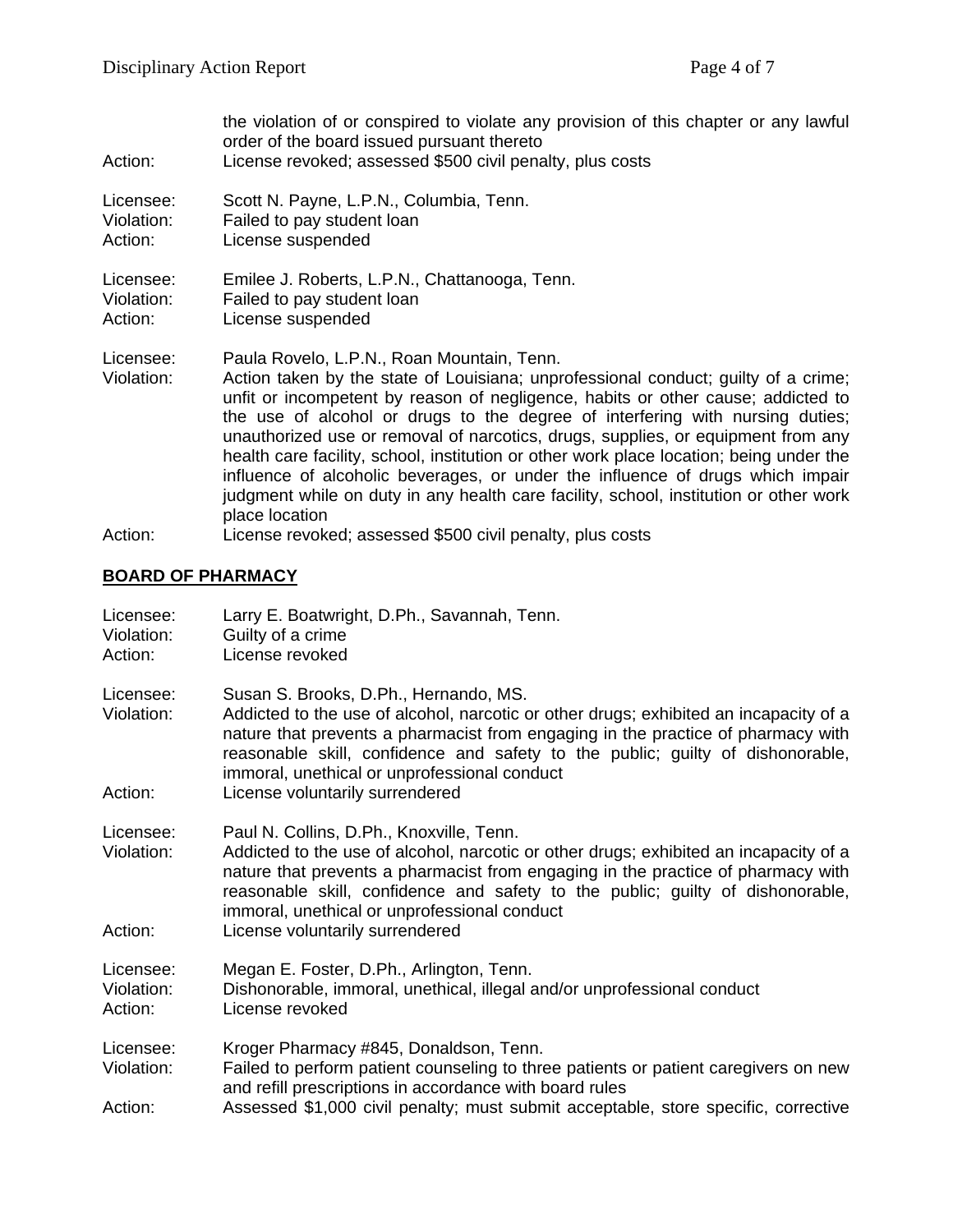the violation of or conspired to violate any provision of this chapter or any lawful order of the board issued pursuant thereto

Action: License revoked; assessed $500 civil penalty, plus costs

Licensee: Scott N. Payne, L.P.N., Columbia, Tenn.
Violation: Failed to pay student loan
Action: License suspended

Licensee: Emilee J. Roberts, L.P.N., Chattanooga, Tenn.
Violation: Failed to pay student loan
Action: License suspended

Licensee: Paula Rovelo, L.P.N., Roan Mountain, Tenn.
Violation: Action taken by the state of Louisiana; unprofessional conduct; guilty of a crime; unfit or incompetent by reason of negligence, habits or other cause; addicted to the use of alcohol or drugs to the degree of interfering with nursing duties; unauthorized use or removal of narcotics, drugs, supplies, or equipment from any health care facility, school, institution or other work place location; being under the influence of alcoholic beverages, or under the influence of drugs which impair judgment while on duty in any health care facility, school, institution or other work place location
Action: License revoked; assessed $500 civil penalty, plus costs

## BOARD OF PHARMACY

Licensee: Larry E. Boatwright, D.Ph., Savannah, Tenn.
Violation: Guilty of a crime
Action: License revoked

Licensee: Susan S. Brooks, D.Ph., Hernando, MS.
Violation: Addicted to the use of alcohol, narcotic or other drugs; exhibited an incapacity of a nature that prevents a pharmacist from engaging in the practice of pharmacy with reasonable skill, confidence and safety to the public; guilty of dishonorable, immoral, unethical or unprofessional conduct
Action: License voluntarily surrendered

Licensee: Paul N. Collins, D.Ph., Knoxville, Tenn.
Violation: Addicted to the use of alcohol, narcotic or other drugs; exhibited an incapacity of a nature that prevents a pharmacist from engaging in the practice of pharmacy with reasonable skill, confidence and safety to the public; guilty of dishonorable, immoral, unethical or unprofessional conduct
Action: License voluntarily surrendered

Licensee: Megan E. Foster, D.Ph., Arlington, Tenn.
Violation: Dishonorable, immoral, unethical, illegal and/or unprofessional conduct
Action: License revoked

Licensee: Kroger Pharmacy #845, Donaldson, Tenn.
Violation: Failed to perform patient counseling to three patients or patient caregivers on new and refill prescriptions in accordance with board rules
Action: Assessed $1,000 civil penalty; must submit acceptable, store specific, corrective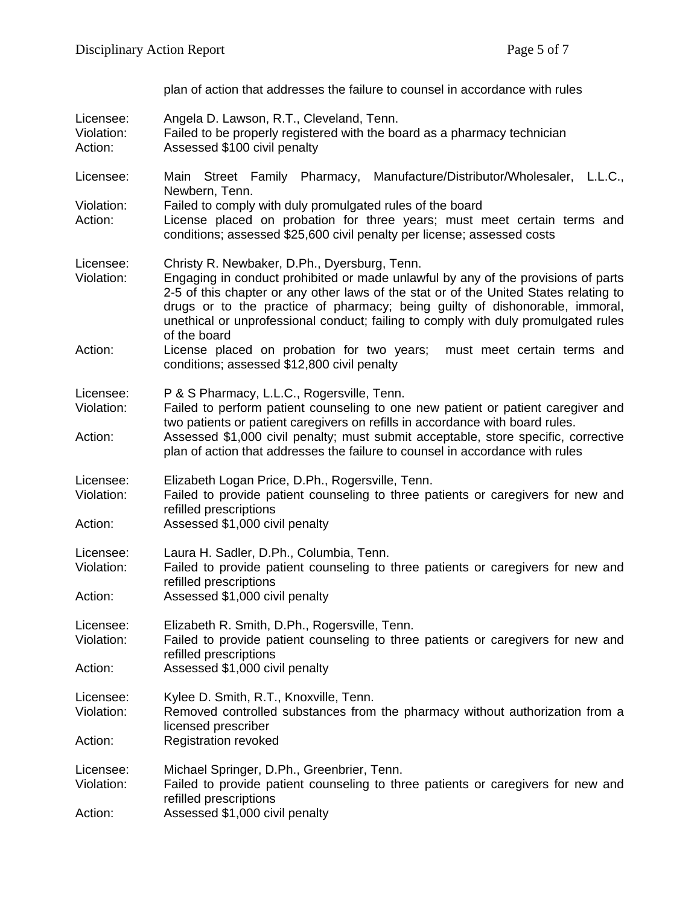plan of action that addresses the failure to counsel in accordance with rules

Licensee: Angela D. Lawson, R.T., Cleveland, Tenn.
Violation: Failed to be properly registered with the board as a pharmacy technician
Action: Assessed $100 civil penalty

Licensee: Main Street Family Pharmacy, Manufacture/Distributor/Wholesaler, L.L.C., Newbern, Tenn.
Violation: Failed to comply with duly promulgated rules of the board
Action: License placed on probation for three years; must meet certain terms and conditions; assessed $25,600 civil penalty per license; assessed costs

Licensee: Christy R. Newbaker, D.Ph., Dyersburg, Tenn.
Violation: Engaging in conduct prohibited or made unlawful by any of the provisions of parts 2-5 of this chapter or any other laws of the stat or of the United States relating to drugs or to the practice of pharmacy; being guilty of dishonorable, immoral, unethical or unprofessional conduct; failing to comply with duly promulgated rules of the board
Action: License placed on probation for two years; must meet certain terms and conditions; assessed $12,800 civil penalty

Licensee: P & S Pharmacy, L.L.C., Rogersville, Tenn.
Violation: Failed to perform patient counseling to one new patient or patient caregiver and two patients or patient caregivers on refills in accordance with board rules.
Action: Assessed $1,000 civil penalty; must submit acceptable, store specific, corrective plan of action that addresses the failure to counsel in accordance with rules

Licensee: Elizabeth Logan Price, D.Ph., Rogersville, Tenn.
Violation: Failed to provide patient counseling to three patients or caregivers for new and refilled prescriptions
Action: Assessed $1,000 civil penalty

Licensee: Laura H. Sadler, D.Ph., Columbia, Tenn.
Violation: Failed to provide patient counseling to three patients or caregivers for new and refilled prescriptions
Action: Assessed $1,000 civil penalty

Licensee: Elizabeth R. Smith, D.Ph., Rogersville, Tenn.
Violation: Failed to provide patient counseling to three patients or caregivers for new and refilled prescriptions
Action: Assessed $1,000 civil penalty

Licensee: Kylee D. Smith, R.T., Knoxville, Tenn.
Violation: Removed controlled substances from the pharmacy without authorization from a licensed prescriber
Action: Registration revoked

Licensee: Michael Springer, D.Ph., Greenbrier, Tenn.
Violation: Failed to provide patient counseling to three patients or caregivers for new and refilled prescriptions
Action: Assessed $1,000 civil penalty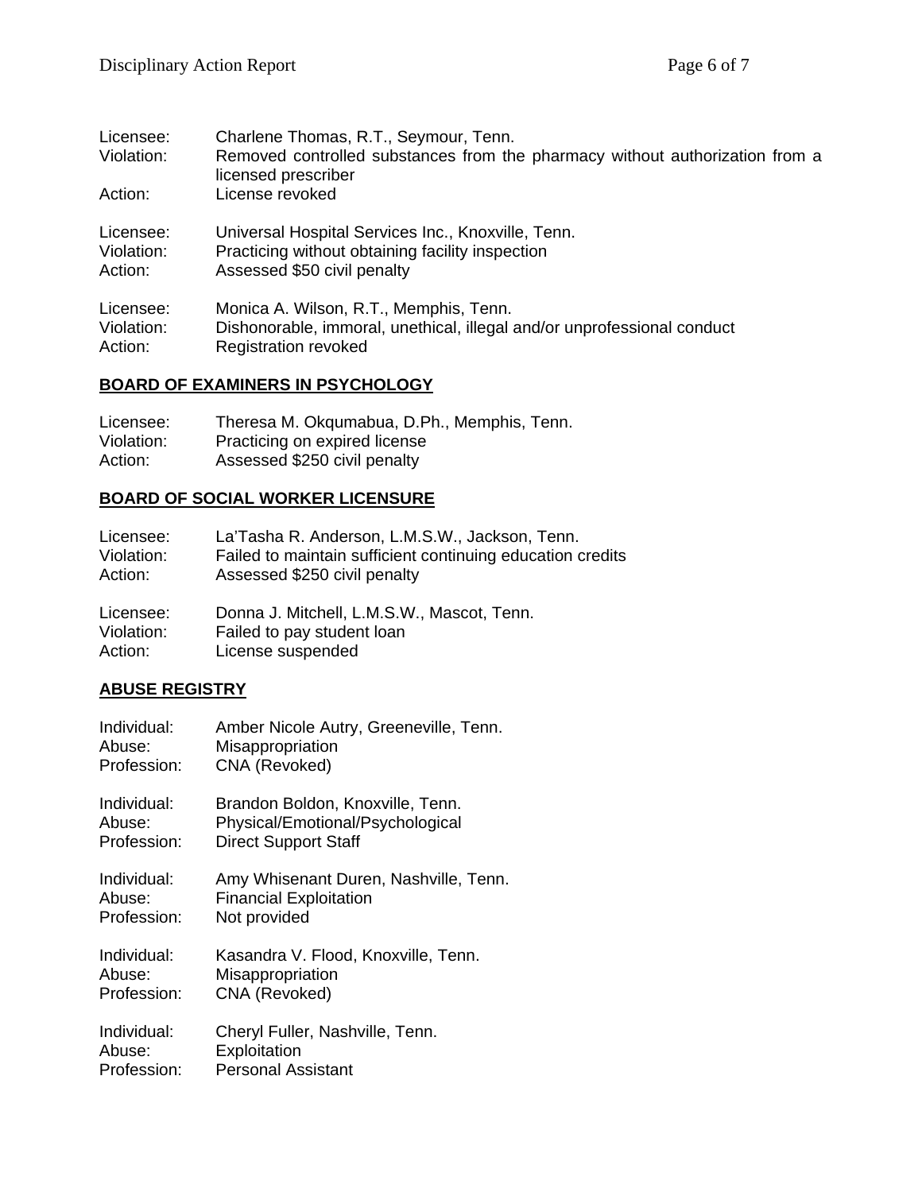Licensee: Charlene Thomas, R.T., Seymour, Tenn.
Violation: Removed controlled substances from the pharmacy without authorization from a licensed prescriber
Action: License revoked

Licensee: Universal Hospital Services Inc., Knoxville, Tenn.
Violation: Practicing without obtaining facility inspection
Action: Assessed $50 civil penalty

Licensee: Monica A. Wilson, R.T., Memphis, Tenn.
Violation: Dishonorable, immoral, unethical, illegal and/or unprofessional conduct
Action: Registration revoked

## BOARD OF EXAMINERS IN PSYCHOLOGY

Licensee: Theresa M. Okqumabua, D.Ph., Memphis, Tenn.
Violation: Practicing on expired license
Action: Assessed $250 civil penalty

## BOARD OF SOCIAL WORKER LICENSURE

Licensee: La'Tasha R. Anderson, L.M.S.W., Jackson, Tenn.
Violation: Failed to maintain sufficient continuing education credits
Action: Assessed $250 civil penalty

Licensee: Donna J. Mitchell, L.M.S.W., Mascot, Tenn.
Violation: Failed to pay student loan
Action: License suspended

## ABUSE REGISTRY

Individual: Amber Nicole Autry, Greeneville, Tenn.
Abuse: Misappropriation
Profession: CNA (Revoked)

Individual: Brandon Boldon, Knoxville, Tenn.
Abuse: Physical/Emotional/Psychological
Profession: Direct Support Staff

Individual: Amy Whisenant Duren, Nashville, Tenn.
Abuse: Financial Exploitation
Profession: Not provided

Individual: Kasandra V. Flood, Knoxville, Tenn.
Abuse: Misappropriation
Profession: CNA (Revoked)

Individual: Cheryl Fuller, Nashville, Tenn.
Abuse: Exploitation
Profession: Personal Assistant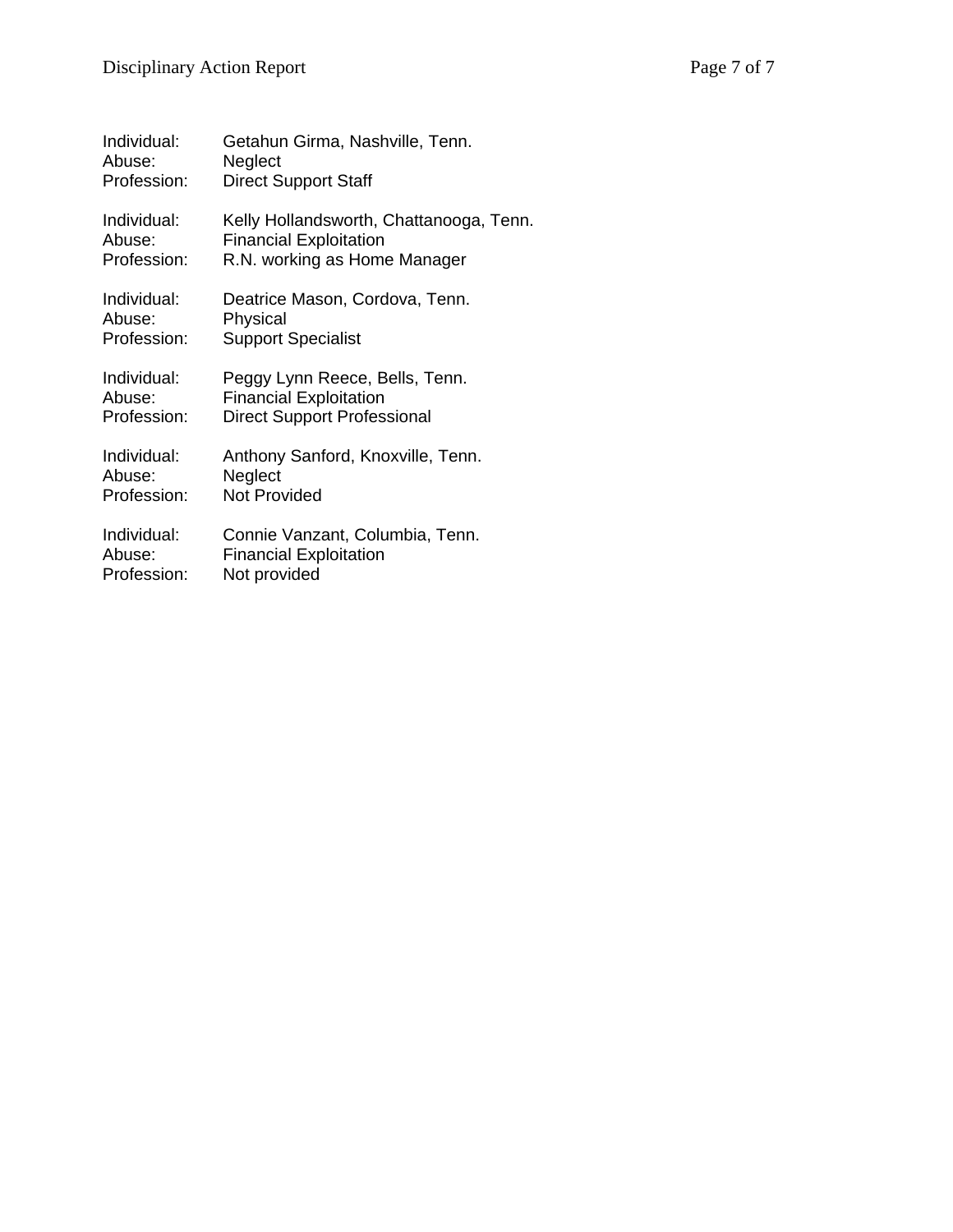Individual: Getahun Girma, Nashville, Tenn.
Abuse: Neglect
Profession: Direct Support Staff

Individual: Kelly Hollandsworth, Chattanooga, Tenn.
Abuse: Financial Exploitation
Profession: R.N. working as Home Manager

Individual: Deatrice Mason, Cordova, Tenn.
Abuse: Physical
Profession: Support Specialist

Individual: Peggy Lynn Reece, Bells, Tenn.
Abuse: Financial Exploitation
Profession: Direct Support Professional

Individual: Anthony Sanford, Knoxville, Tenn.
Abuse: Neglect
Profession: Not Provided

Individual: Connie Vanzant, Columbia, Tenn.
Abuse: Financial Exploitation
Profession: Not provided